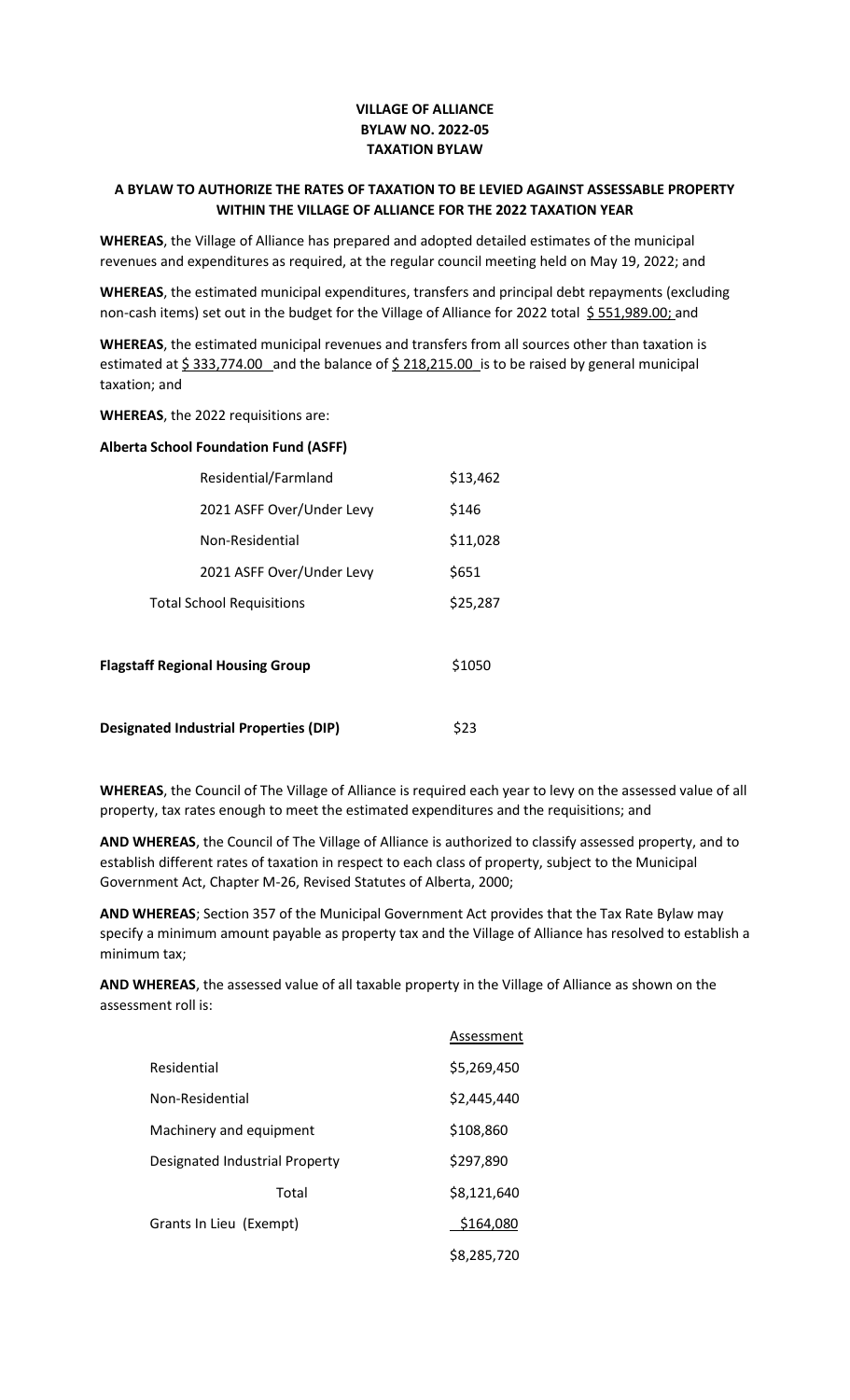# VILLAGE OF ALLIANCE
# BYLAW NO. 2022-05
# TAXATION BYLAW

## A BYLAW TO AUTHORIZE THE RATES OF TAXATION TO BE LEVIED AGAINST ASSESSABLE PROPERTY WITHIN THE VILLAGE OF ALLIANCE FOR THE 2022 TAXATION YEAR

**WHEREAS**, the Village of Alliance has prepared and adopted detailed estimates of the municipal revenues and expenditures as required, at the regular council meeting held on May 19, 2022; and

**WHEREAS**, the estimated municipal expenditures, transfers and principal debt repayments (excluding non-cash items) set out in the budget for the Village of Alliance for 2022 total $ 551,989.00; and

**WHEREAS**, the estimated municipal revenues and transfers from all sources other than taxation is estimated at $ 333,774.00 and the balance of $ 218,215.00 is to be raised by general municipal taxation; and

**WHEREAS**, the 2022 requisitions are:

**Alberta School Foundation Fund (ASFF)**

| | |
|---|---|
| Residential/Farmland | $13,462 |
| 2021 ASFF Over/Under Levy | $146 |
| Non-Residential | $11,028 |
| 2021 ASFF Over/Under Levy | $651 |
| Total School Requisitions | $25,287 |
| **Flagstaff Regional Housing Group** | $1050 |
| **Designated Industrial Properties (DIP)** | $23 |

**WHEREAS**, the Council of The Village of Alliance is required each year to levy on the assessed value of all property, tax rates enough to meet the estimated expenditures and the requisitions; and

**AND WHEREAS**, the Council of The Village of Alliance is authorized to classify assessed property, and to establish different rates of taxation in respect to each class of property, subject to the Municipal Government Act, Chapter M-26, Revised Statutes of Alberta, 2000;

**AND WHEREAS**; Section 357 of the Municipal Government Act provides that the Tax Rate Bylaw may specify a minimum amount payable as property tax and the Village of Alliance has resolved to establish a minimum tax;

**AND WHEREAS**, the assessed value of all taxable property in the Village of Alliance as shown on the assessment roll is:

| | Assessment |
|---|---|
| Residential | $5,269,450 |
| Non-Residential | $2,445,440 |
| Machinery and equipment | $108,860 |
| Designated Industrial Property | $297,890 |
| Total | $8,121,640 |
| Grants In Lieu (Exempt) | $164,080 |
| | $8,285,720 |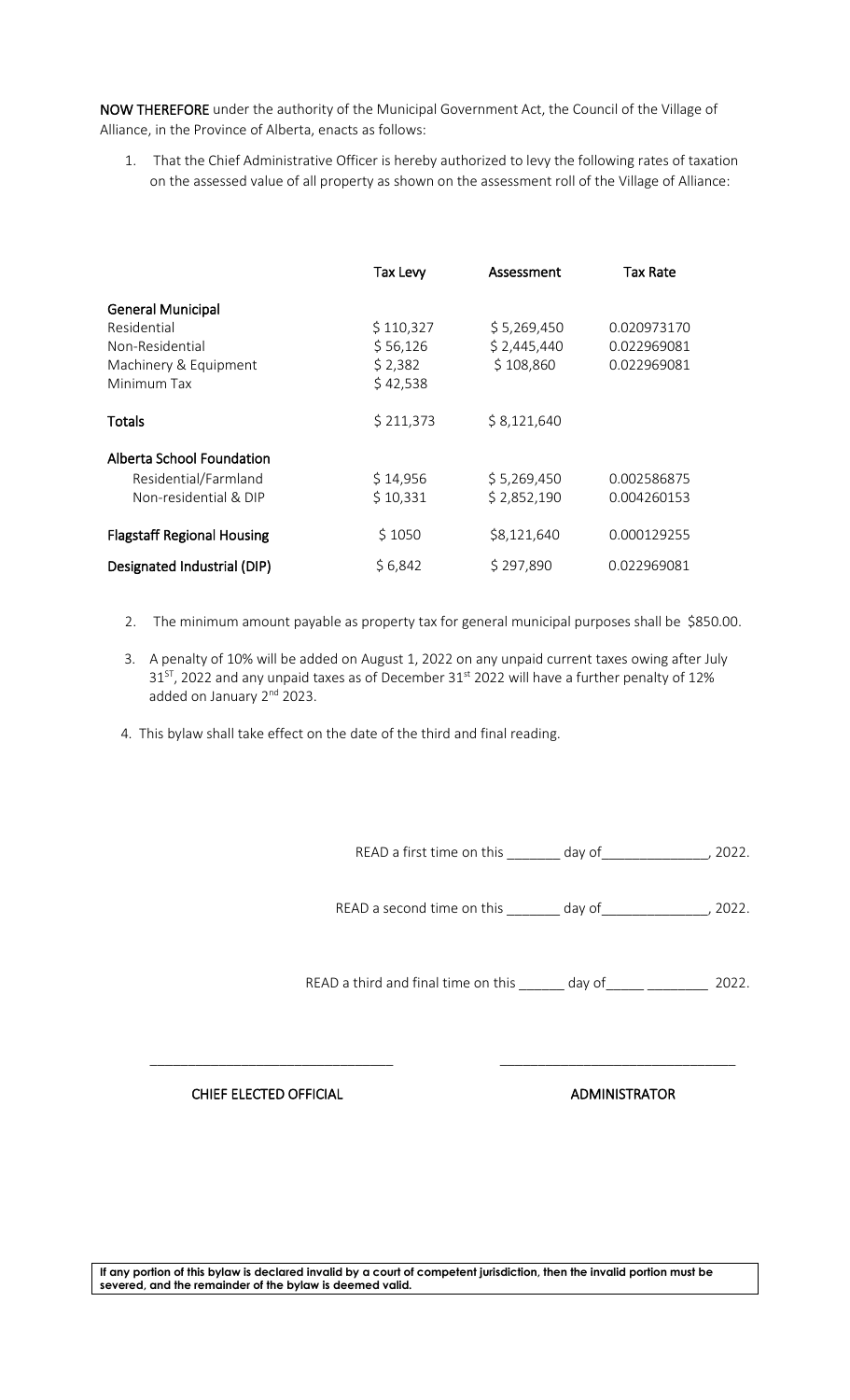**NOW THEREFORE** under the authority of the Municipal Government Act, the Council of the Village of Alliance, in the Province of Alberta, enacts as follows:

1. That the Chief Administrative Officer is hereby authorized to levy the following rates of taxation on the assessed value of all property as shown on the assessment roll of the Village of Alliance:

| | Tax Levy | Assessment | Tax Rate |
|---|---|---|---|
| **General Municipal** | | | |
| Residential | $ 110,327 | $ 5,269,450 | 0.020973170 |
| Non-Residential | $ 56,126 | $ 2,445,440 | 0.022969081 |
| Machinery & Equipment | $ 2,382 | $ 108,860 | 0.022969081 |
| Minimum Tax | $ 42,538 | | |
| **Totals** | $ 211,373 | $ 8,121,640 | |
| **Alberta School Foundation** | | | |
| Residential/Farmland | $ 14,956 | $ 5,269,450 | 0.002586875 |
| Non-residential & DIP | $ 10,331 | $ 2,852,190 | 0.004260153 |
| **Flagstaff Regional Housing** | $ 1050 | $8,121,640 | 0.000129255 |
| **Designated Industrial (DIP)** | $ 6,842 | $ 297,890 | 0.022969081 |

2. The minimum amount payable as property tax for general municipal purposes shall be $850.00.
3. A penalty of 10% will be added on August 1, 2022 on any unpaid current taxes owing after July 31ST, 2022 and any unpaid taxes as of December 31st 2022 will have a further penalty of 12% added on January 2nd 2023.
4. This bylaw shall take effect on the date of the third and final reading.

READ a first time on this _______ day of______________, 2022.

READ a second time on this _______ day of______________, 2022.

READ a third and final time on this ______ day of_____ ________ 2022.

_______________________________ _______________________________

CHIEF ELECTED OFFICIAL ADMINISTRATOR

**If any portion of this bylaw is declared invalid by a court of competent jurisdiction, then the invalid portion must be severed, and the remainder of the bylaw is deemed valid.**